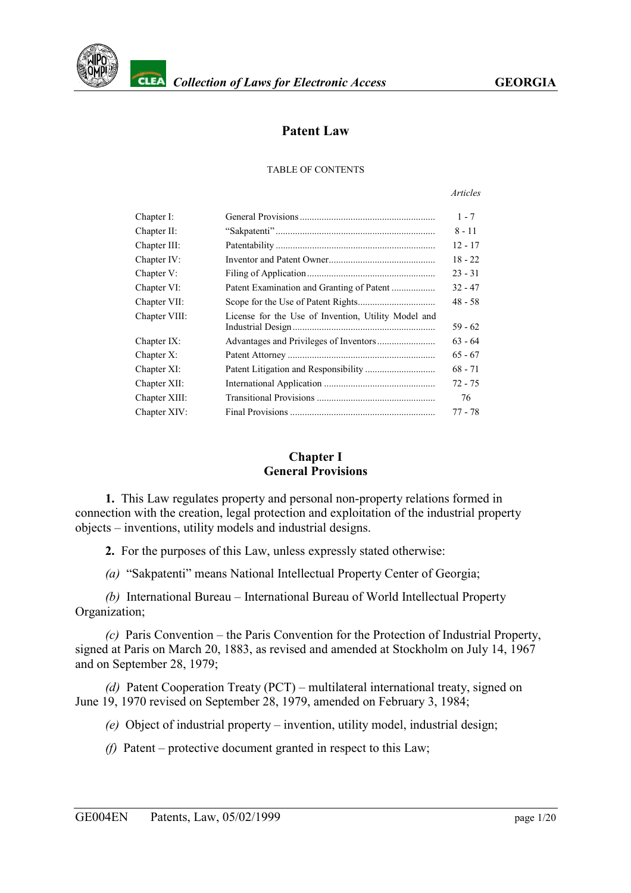# Patent Law

TABLE OF CONTENTS

| | | Articles |
|---|---|---|
| Chapter I: | General Provisions | 1 - 7 |
| Chapter II: | “Sakpatenti” | 8 - 11 |
| Chapter III: | Patentability | 12 - 17 |
| Chapter IV: | Inventor and Patent Owner | 18 - 22 |
| Chapter V: | Filing of Application | 23 - 31 |
| Chapter VI: | Patent Examination and Granting of Patent | 32 - 47 |
| Chapter VII: | Scope for the Use of Patent Rights | 48 - 58 |
| Chapter VIII: | License for the Use of Invention, Utility Model and Industrial Design | 59 - 62 |
| Chapter IX: | Advantages and Privileges of Inventors | 63 - 64 |
| Chapter X: | Patent Attorney | 65 - 67 |
| Chapter XI: | Patent Litigation and Responsibility | 68 - 71 |
| Chapter XII: | International Application | 72 - 75 |
| Chapter XIII: | Transitional Provisions | 76 |
| Chapter XIV: | Final Provisions | 77 - 78 |

## Chapter I
## General Provisions

**1.** This Law regulates property and personal non-property relations formed in connection with the creation, legal protection and exploitation of the industrial property objects – inventions, utility models and industrial designs.

**2.** For the purposes of this Law, unless expressly stated otherwise:

*(a)* “Sakpatenti” means National Intellectual Property Center of Georgia;

*(b)* International Bureau – International Bureau of World Intellectual Property Organization;

*(c)* Paris Convention – the Paris Convention for the Protection of Industrial Property, signed at Paris on March 20, 1883, as revised and amended at Stockholm on July 14, 1967 and on September 28, 1979;

*(d)* Patent Cooperation Treaty (PCT) – multilateral international treaty, signed on June 19, 1970 revised on September 28, 1979, amended on February 3, 1984;

*(e)* Object of industrial property – invention, utility model, industrial design;

*(f)* Patent – protective document granted in respect to this Law;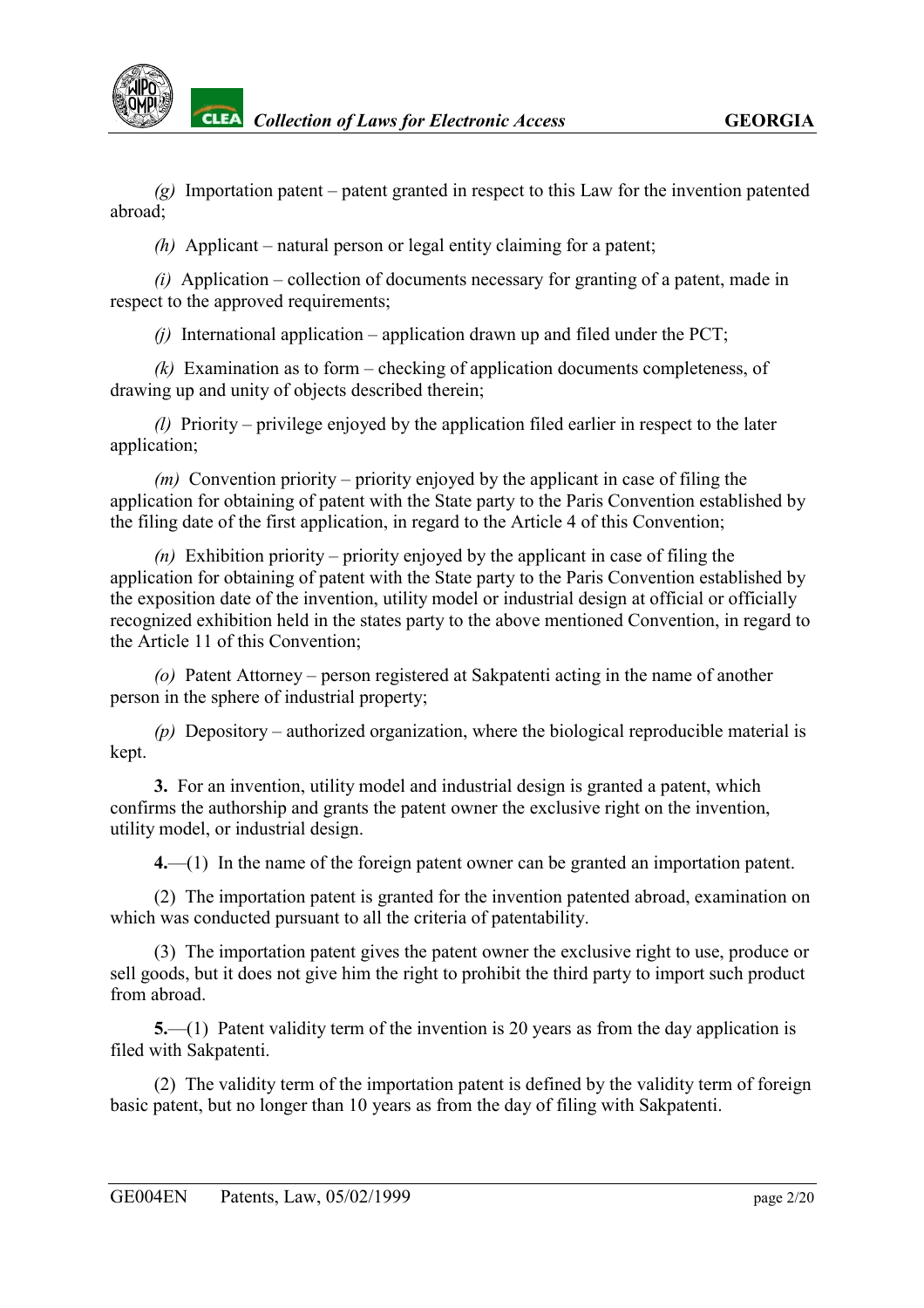*(g)* Importation patent – patent granted in respect to this Law for the invention patented abroad;

*(h)* Applicant – natural person or legal entity claiming for a patent;

*(i)* Application – collection of documents necessary for granting of a patent, made in respect to the approved requirements;

*(j)* International application – application drawn up and filed under the PCT;

*(k)* Examination as to form – checking of application documents completeness, of drawing up and unity of objects described therein;

*(l)* Priority – privilege enjoyed by the application filed earlier in respect to the later application;

*(m)* Convention priority – priority enjoyed by the applicant in case of filing the application for obtaining of patent with the State party to the Paris Convention established by the filing date of the first application, in regard to the Article 4 of this Convention;

*(n)* Exhibition priority – priority enjoyed by the applicant in case of filing the application for obtaining of patent with the State party to the Paris Convention established by the exposition date of the invention, utility model or industrial design at official or officially recognized exhibition held in the states party to the above mentioned Convention, in regard to the Article 11 of this Convention;

*(o)* Patent Attorney – person registered at Sakpatenti acting in the name of another person in the sphere of industrial property;

*(p)* Depository – authorized organization, where the biological reproducible material is kept.

**3.** For an invention, utility model and industrial design is granted a patent, which confirms the authorship and grants the patent owner the exclusive right on the invention, utility model, or industrial design.

**4.**—(1) In the name of the foreign patent owner can be granted an importation patent.

(2) The importation patent is granted for the invention patented abroad, examination on which was conducted pursuant to all the criteria of patentability.

(3) The importation patent gives the patent owner the exclusive right to use, produce or sell goods, but it does not give him the right to prohibit the third party to import such product from abroad.

**5.**—(1) Patent validity term of the invention is 20 years as from the day application is filed with Sakpatenti.

(2) The validity term of the importation patent is defined by the validity term of foreign basic patent, but no longer than 10 years as from the day of filing with Sakpatenti.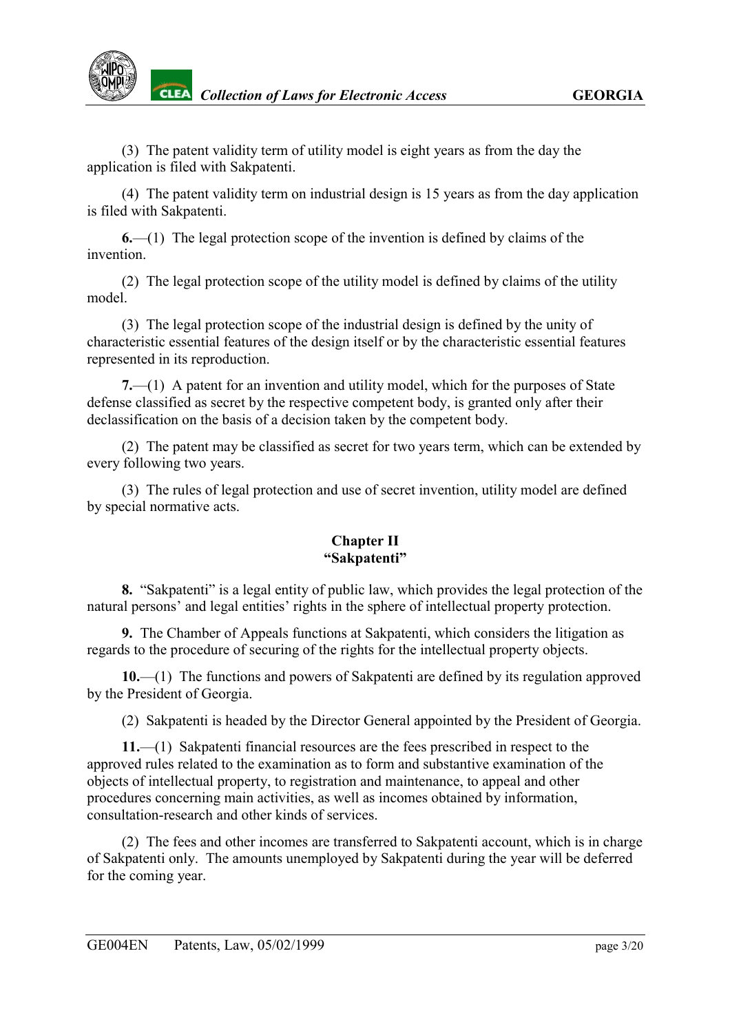(3) The patent validity term of utility model is eight years as from the day the application is filed with Sakpatenti.

(4) The patent validity term on industrial design is 15 years as from the day application is filed with Sakpatenti.

**6.**—(1) The legal protection scope of the invention is defined by claims of the invention.

(2) The legal protection scope of the utility model is defined by claims of the utility model.

(3) The legal protection scope of the industrial design is defined by the unity of characteristic essential features of the design itself or by the characteristic essential features represented in its reproduction.

**7.**—(1) A patent for an invention and utility model, which for the purposes of State defense classified as secret by the respective competent body, is granted only after their declassification on the basis of a decision taken by the competent body.

(2) The patent may be classified as secret for two years term, which can be extended by every following two years.

(3) The rules of legal protection and use of secret invention, utility model are defined by special normative acts.

## Chapter II
## "Sakpatenti"

**8.** "Sakpatenti" is a legal entity of public law, which provides the legal protection of the natural persons' and legal entities' rights in the sphere of intellectual property protection.

**9.** The Chamber of Appeals functions at Sakpatenti, which considers the litigation as regards to the procedure of securing of the rights for the intellectual property objects.

**10.**—(1) The functions and powers of Sakpatenti are defined by its regulation approved by the President of Georgia.

(2) Sakpatenti is headed by the Director General appointed by the President of Georgia.

**11.**—(1) Sakpatenti financial resources are the fees prescribed in respect to the approved rules related to the examination as to form and substantive examination of the objects of intellectual property, to registration and maintenance, to appeal and other procedures concerning main activities, as well as incomes obtained by information, consultation-research and other kinds of services.

(2) The fees and other incomes are transferred to Sakpatenti account, which is in charge of Sakpatenti only. The amounts unemployed by Sakpatenti during the year will be deferred for the coming year.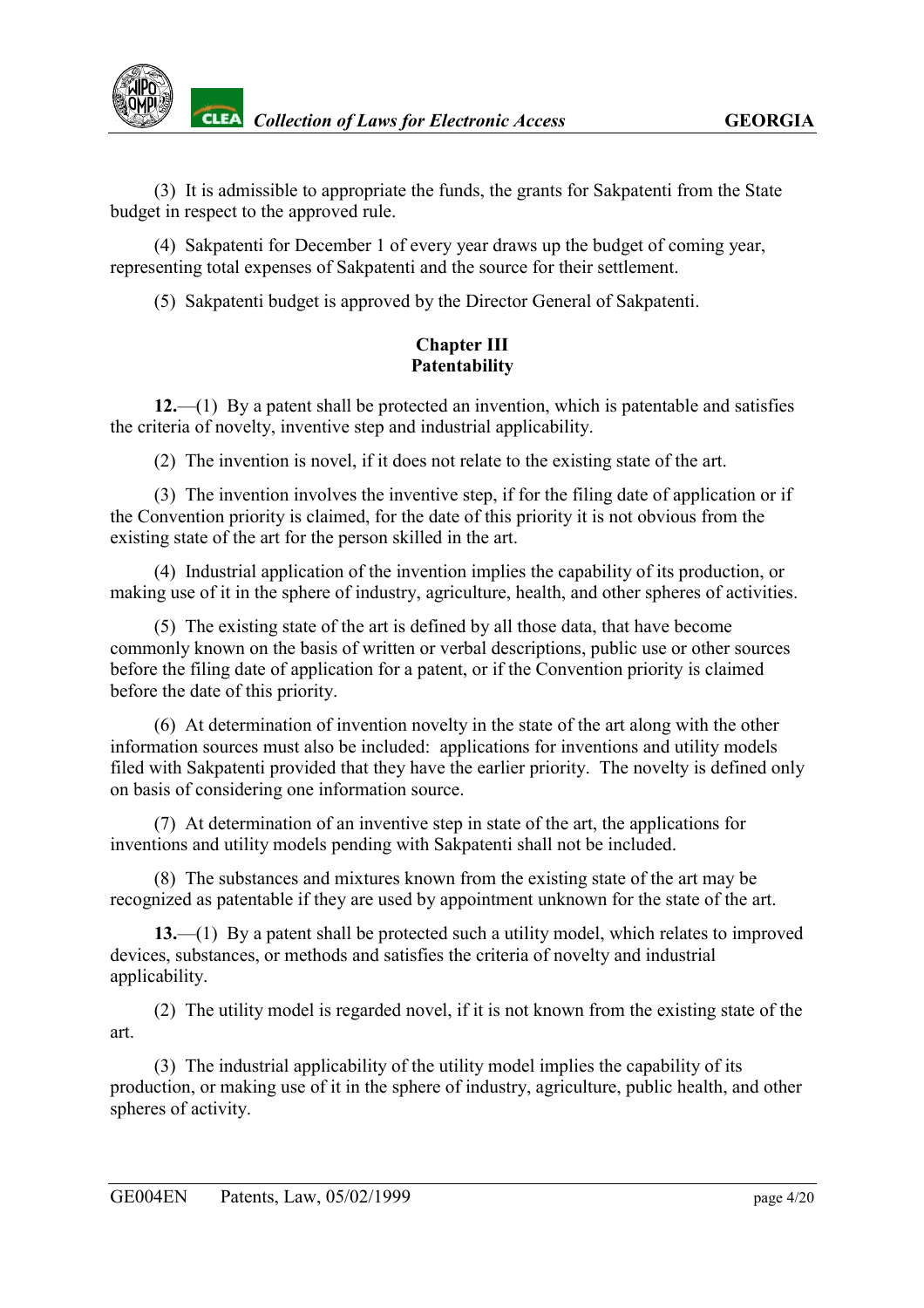(3) It is admissible to appropriate the funds, the grants for Sakpatenti from the State budget in respect to the approved rule.

(4) Sakpatenti for December 1 of every year draws up the budget of coming year, representing total expenses of Sakpatenti and the source for their settlement.

(5) Sakpatenti budget is approved by the Director General of Sakpatenti.

## Chapter III
## Patentability

**12.**—(1) By a patent shall be protected an invention, which is patentable and satisfies the criteria of novelty, inventive step and industrial applicability.

(2) The invention is novel, if it does not relate to the existing state of the art.

(3) The invention involves the inventive step, if for the filing date of application or if the Convention priority is claimed, for the date of this priority it is not obvious from the existing state of the art for the person skilled in the art.

(4) Industrial application of the invention implies the capability of its production, or making use of it in the sphere of industry, agriculture, health, and other spheres of activities.

(5) The existing state of the art is defined by all those data, that have become commonly known on the basis of written or verbal descriptions, public use or other sources before the filing date of application for a patent, or if the Convention priority is claimed before the date of this priority.

(6) At determination of invention novelty in the state of the art along with the other information sources must also be included: applications for inventions and utility models filed with Sakpatenti provided that they have the earlier priority. The novelty is defined only on basis of considering one information source.

(7) At determination of an inventive step in state of the art, the applications for inventions and utility models pending with Sakpatenti shall not be included.

(8) The substances and mixtures known from the existing state of the art may be recognized as patentable if they are used by appointment unknown for the state of the art.

**13.**—(1) By a patent shall be protected such a utility model, which relates to improved devices, substances, or methods and satisfies the criteria of novelty and industrial applicability.

(2) The utility model is regarded novel, if it is not known from the existing state of the art.

(3) The industrial applicability of the utility model implies the capability of its production, or making use of it in the sphere of industry, agriculture, public health, and other spheres of activity.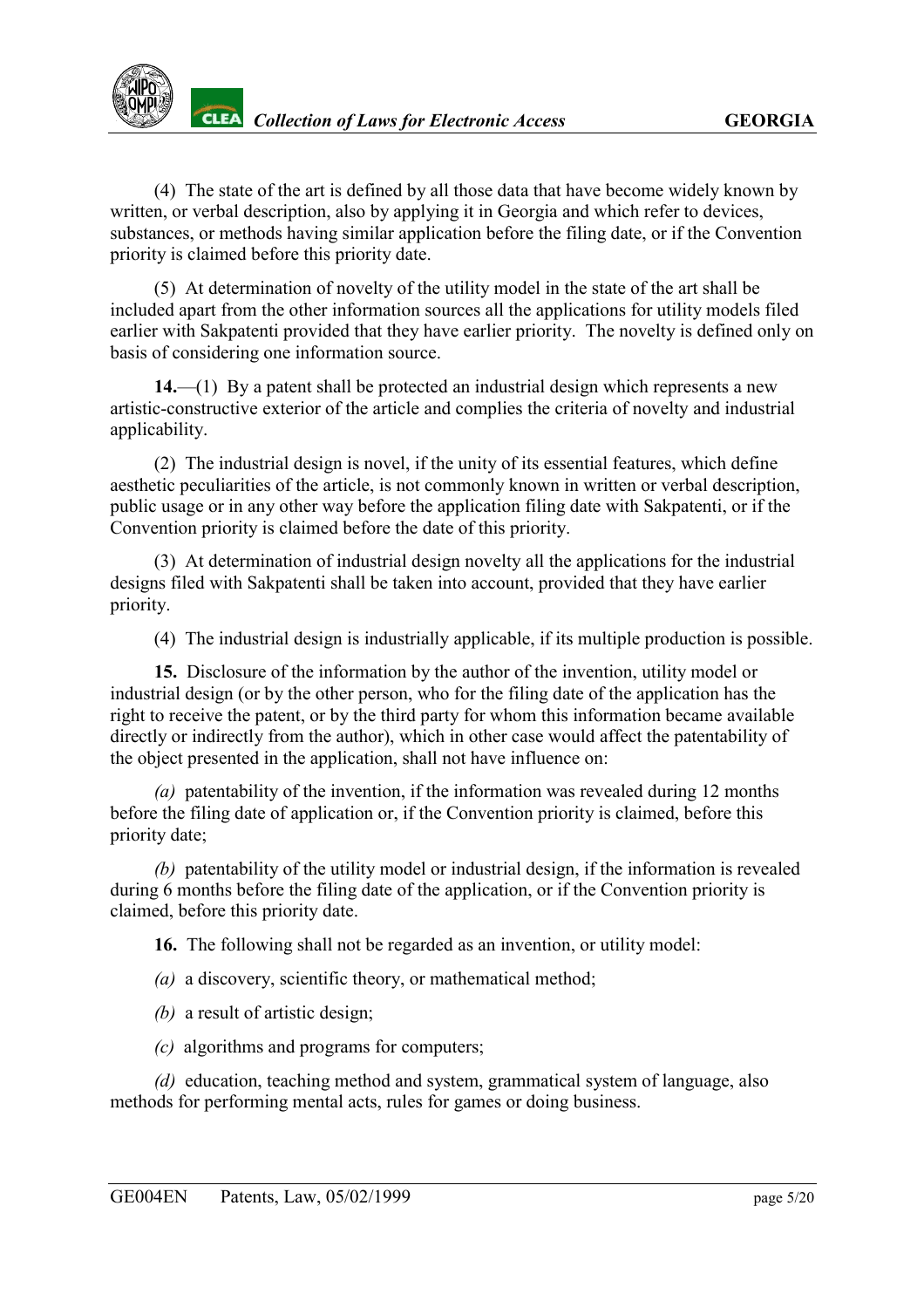(4) The state of the art is defined by all those data that have become widely known by written, or verbal description, also by applying it in Georgia and which refer to devices, substances, or methods having similar application before the filing date, or if the Convention priority is claimed before this priority date.

(5) At determination of novelty of the utility model in the state of the art shall be included apart from the other information sources all the applications for utility models filed earlier with Sakpatenti provided that they have earlier priority. The novelty is defined only on basis of considering one information source.

**14.**—(1) By a patent shall be protected an industrial design which represents a new artistic-constructive exterior of the article and complies the criteria of novelty and industrial applicability.

(2) The industrial design is novel, if the unity of its essential features, which define aesthetic peculiarities of the article, is not commonly known in written or verbal description, public usage or in any other way before the application filing date with Sakpatenti, or if the Convention priority is claimed before the date of this priority.

(3) At determination of industrial design novelty all the applications for the industrial designs filed with Sakpatenti shall be taken into account, provided that they have earlier priority.

(4) The industrial design is industrially applicable, if its multiple production is possible.

**15.** Disclosure of the information by the author of the invention, utility model or industrial design (or by the other person, who for the filing date of the application has the right to receive the patent, or by the third party for whom this information became available directly or indirectly from the author), which in other case would affect the patentability of the object presented in the application, shall not have influence on:

*(a)* patentability of the invention, if the information was revealed during 12 months before the filing date of application or, if the Convention priority is claimed, before this priority date;

*(b)* patentability of the utility model or industrial design, if the information is revealed during 6 months before the filing date of the application, or if the Convention priority is claimed, before this priority date.

**16.** The following shall not be regarded as an invention, or utility model:

*(a)* a discovery, scientific theory, or mathematical method;

*(b)* a result of artistic design;

*(c)* algorithms and programs for computers;

*(d)* education, teaching method and system, grammatical system of language, also methods for performing mental acts, rules for games or doing business.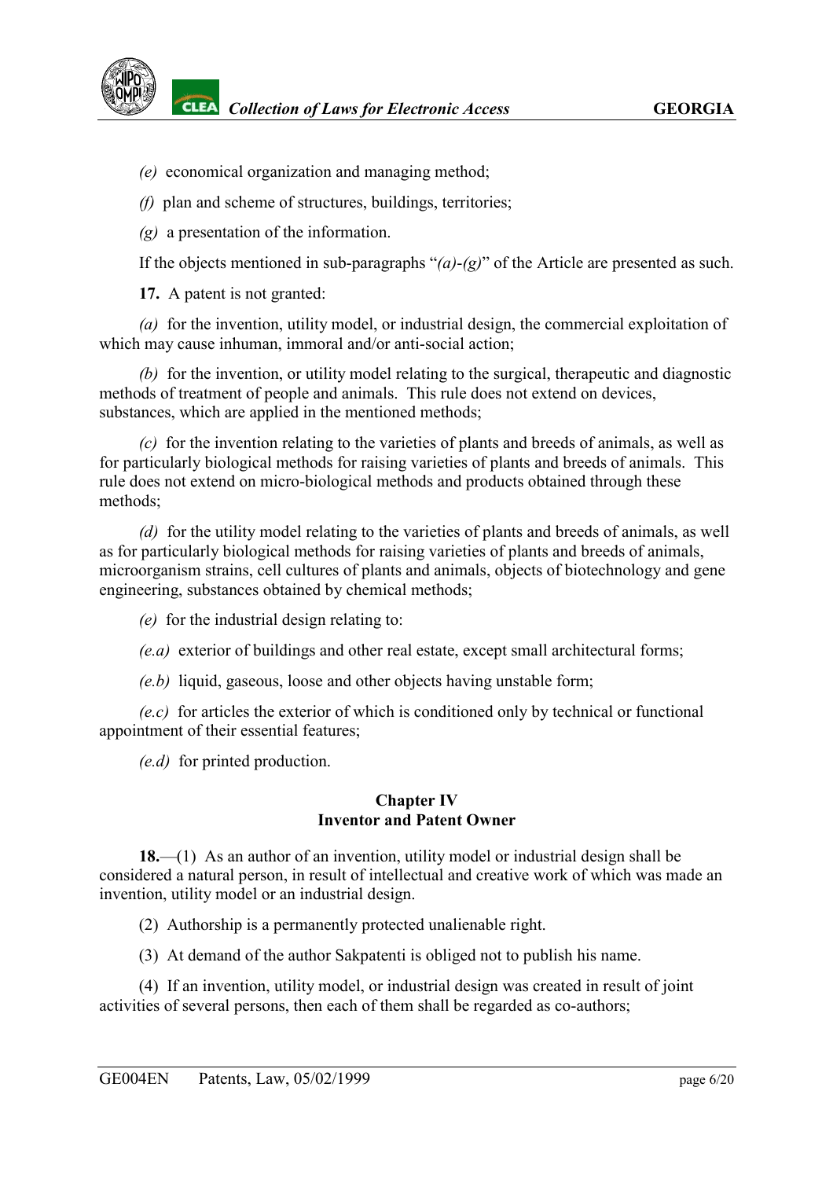*(e)* economical organization and managing method;

*(f)* plan and scheme of structures, buildings, territories;

*(g)* a presentation of the information.

If the objects mentioned in sub-paragraphs "*(a)-(g)*" of the Article are presented as such.

**17.** A patent is not granted:

*(a)* for the invention, utility model, or industrial design, the commercial exploitation of which may cause inhuman, immoral and/or anti-social action;

*(b)* for the invention, or utility model relating to the surgical, therapeutic and diagnostic methods of treatment of people and animals. This rule does not extend on devices, substances, which are applied in the mentioned methods;

*(c)* for the invention relating to the varieties of plants and breeds of animals, as well as for particularly biological methods for raising varieties of plants and breeds of animals. This rule does not extend on micro-biological methods and products obtained through these methods;

*(d)* for the utility model relating to the varieties of plants and breeds of animals, as well as for particularly biological methods for raising varieties of plants and breeds of animals, microorganism strains, cell cultures of plants and animals, objects of biotechnology and gene engineering, substances obtained by chemical methods;

*(e)* for the industrial design relating to:

*(e.a)* exterior of buildings and other real estate, except small architectural forms;

*(e.b)* liquid, gaseous, loose and other objects having unstable form;

*(e.c)* for articles the exterior of which is conditioned only by technical or functional appointment of their essential features;

*(e.d)* for printed production.

## Chapter IV
## Inventor and Patent Owner

**18.**—(1) As an author of an invention, utility model or industrial design shall be considered a natural person, in result of intellectual and creative work of which was made an invention, utility model or an industrial design.

(2) Authorship is a permanently protected unalienable right.

(3) At demand of the author Sakpatenti is obliged not to publish his name.

(4) If an invention, utility model, or industrial design was created in result of joint activities of several persons, then each of them shall be regarded as co-authors;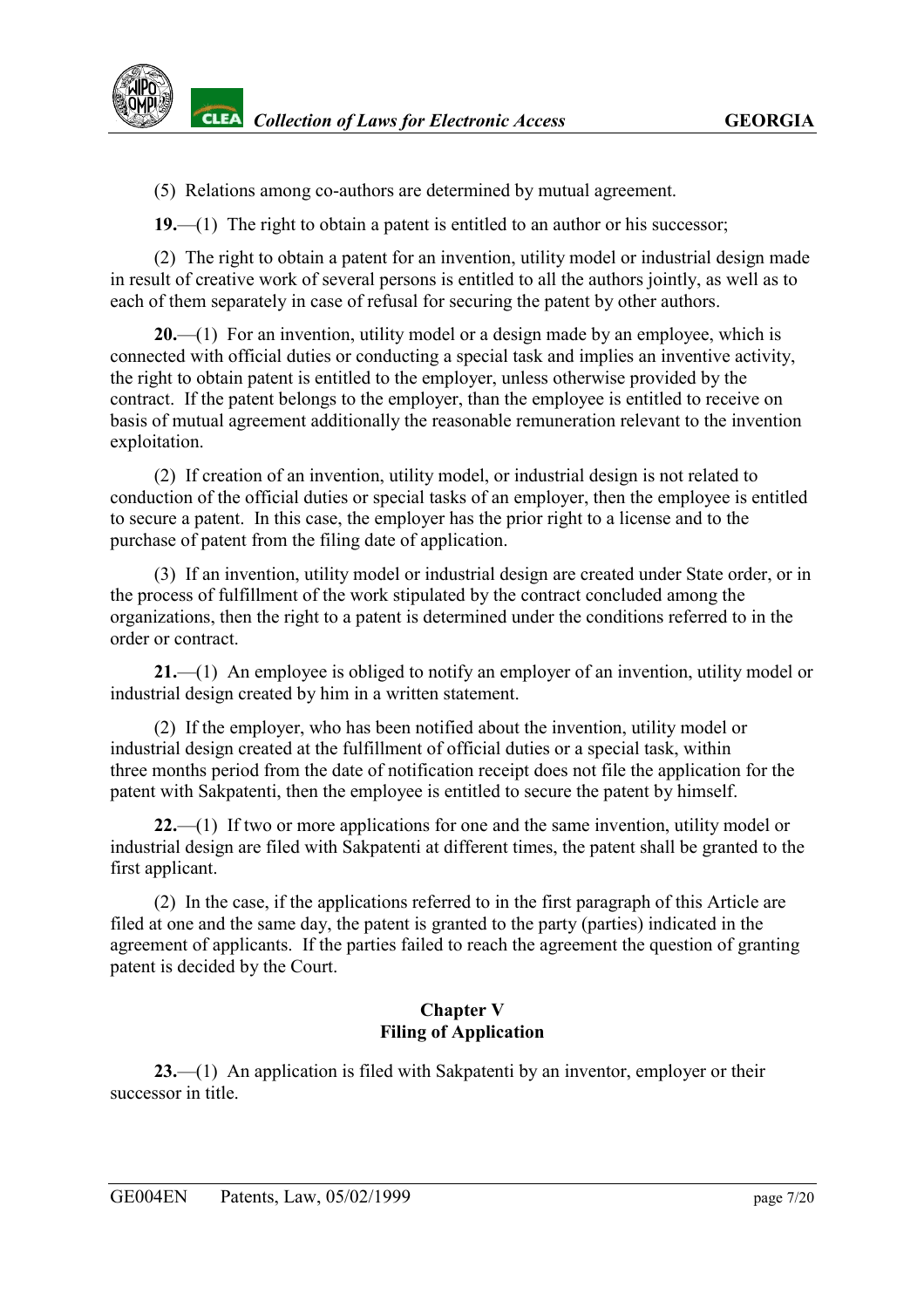(5) Relations among co-authors are determined by mutual agreement.

**19.**—(1) The right to obtain a patent is entitled to an author or his successor;

(2) The right to obtain a patent for an invention, utility model or industrial design made in result of creative work of several persons is entitled to all the authors jointly, as well as to each of them separately in case of refusal for securing the patent by other authors.

**20.**—(1) For an invention, utility model or a design made by an employee, which is connected with official duties or conducting a special task and implies an inventive activity, the right to obtain patent is entitled to the employer, unless otherwise provided by the contract. If the patent belongs to the employer, than the employee is entitled to receive on basis of mutual agreement additionally the reasonable remuneration relevant to the invention exploitation.

(2) If creation of an invention, utility model, or industrial design is not related to conduction of the official duties or special tasks of an employer, then the employee is entitled to secure a patent. In this case, the employer has the prior right to a license and to the purchase of patent from the filing date of application.

(3) If an invention, utility model or industrial design are created under State order, or in the process of fulfillment of the work stipulated by the contract concluded among the organizations, then the right to a patent is determined under the conditions referred to in the order or contract.

**21.**—(1) An employee is obliged to notify an employer of an invention, utility model or industrial design created by him in a written statement.

(2) If the employer, who has been notified about the invention, utility model or industrial design created at the fulfillment of official duties or a special task, within three months period from the date of notification receipt does not file the application for the patent with Sakpatenti, then the employee is entitled to secure the patent by himself.

**22.**—(1) If two or more applications for one and the same invention, utility model or industrial design are filed with Sakpatenti at different times, the patent shall be granted to the first applicant.

(2) In the case, if the applications referred to in the first paragraph of this Article are filed at one and the same day, the patent is granted to the party (parties) indicated in the agreement of applicants. If the parties failed to reach the agreement the question of granting patent is decided by the Court.

## Chapter V
## Filing of Application

**23.**—(1) An application is filed with Sakpatenti by an inventor, employer or their successor in title.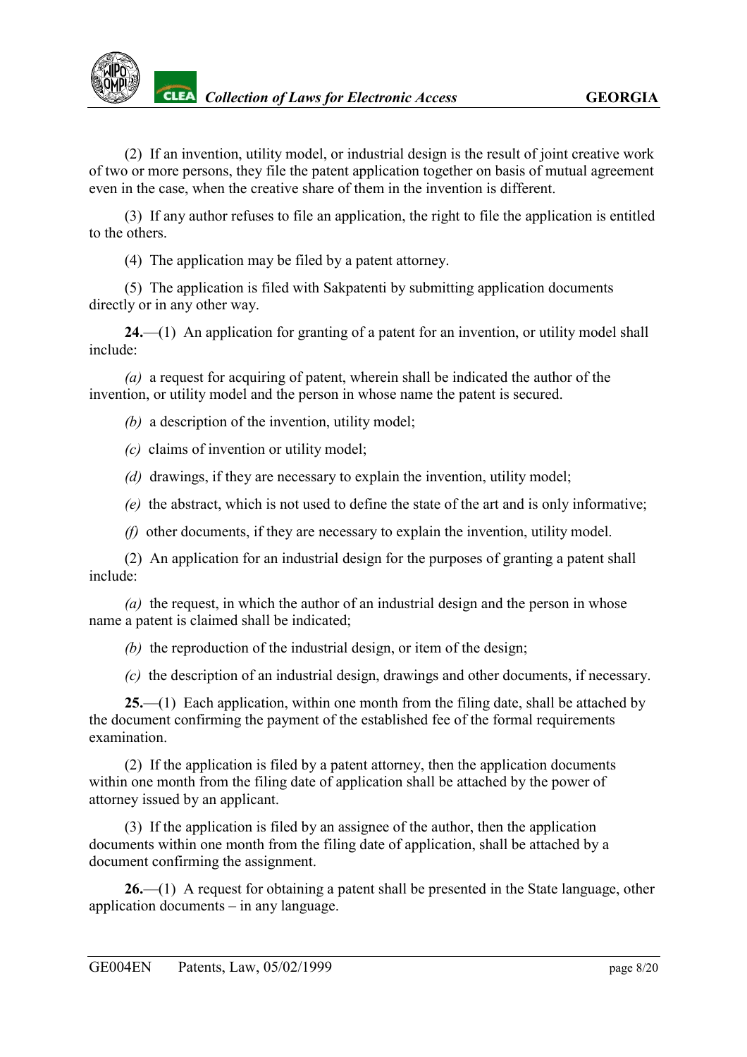(2) If an invention, utility model, or industrial design is the result of joint creative work of two or more persons, they file the patent application together on basis of mutual agreement even in the case, when the creative share of them in the invention is different.

(3) If any author refuses to file an application, the right to file the application is entitled to the others.

(4) The application may be filed by a patent attorney.

(5) The application is filed with Sakpatenti by submitting application documents directly or in any other way.

**24.**—(1) An application for granting of a patent for an invention, or utility model shall include:

*(a)* a request for acquiring of patent, wherein shall be indicated the author of the invention, or utility model and the person in whose name the patent is secured.

*(b)* a description of the invention, utility model;

*(c)* claims of invention or utility model;

*(d)* drawings, if they are necessary to explain the invention, utility model;

*(e)* the abstract, which is not used to define the state of the art and is only informative;

*(f)* other documents, if they are necessary to explain the invention, utility model.

(2) An application for an industrial design for the purposes of granting a patent shall include:

*(a)* the request, in which the author of an industrial design and the person in whose name a patent is claimed shall be indicated;

*(b)* the reproduction of the industrial design, or item of the design;

*(c)* the description of an industrial design, drawings and other documents, if necessary.

**25.**—(1) Each application, within one month from the filing date, shall be attached by the document confirming the payment of the established fee of the formal requirements examination.

(2) If the application is filed by a patent attorney, then the application documents within one month from the filing date of application shall be attached by the power of attorney issued by an applicant.

(3) If the application is filed by an assignee of the author, then the application documents within one month from the filing date of application, shall be attached by a document confirming the assignment.

**26.**—(1) A request for obtaining a patent shall be presented in the State language, other application documents – in any language.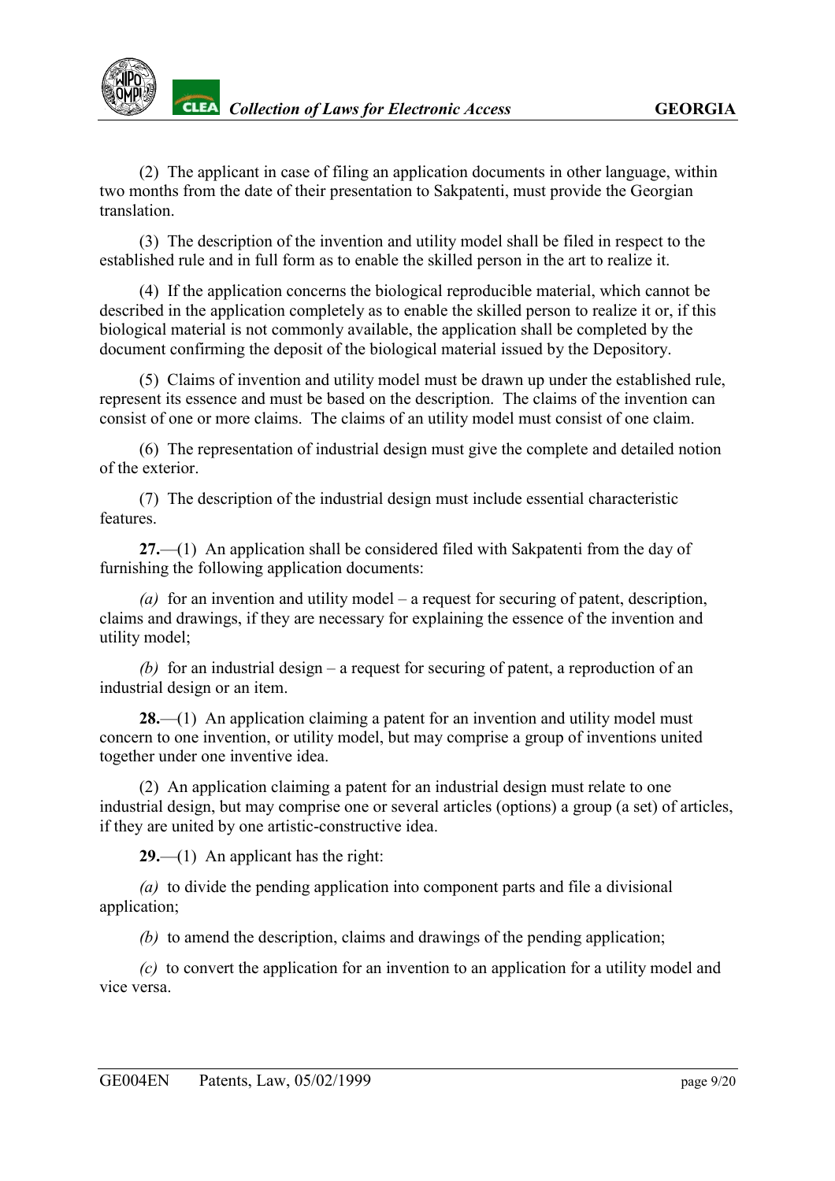(2) The applicant in case of filing an application documents in other language, within two months from the date of their presentation to Sakpatenti, must provide the Georgian translation.

(3) The description of the invention and utility model shall be filed in respect to the established rule and in full form as to enable the skilled person in the art to realize it.

(4) If the application concerns the biological reproducible material, which cannot be described in the application completely as to enable the skilled person to realize it or, if this biological material is not commonly available, the application shall be completed by the document confirming the deposit of the biological material issued by the Depository.

(5) Claims of invention and utility model must be drawn up under the established rule, represent its essence and must be based on the description. The claims of the invention can consist of one or more claims. The claims of an utility model must consist of one claim.

(6) The representation of industrial design must give the complete and detailed notion of the exterior.

(7) The description of the industrial design must include essential characteristic features.

**27.**—(1) An application shall be considered filed with Sakpatenti from the day of furnishing the following application documents:

*(a)* for an invention and utility model – a request for securing of patent, description, claims and drawings, if they are necessary for explaining the essence of the invention and utility model;

*(b)* for an industrial design – a request for securing of patent, a reproduction of an industrial design or an item.

**28.**—(1) An application claiming a patent for an invention and utility model must concern to one invention, or utility model, but may comprise a group of inventions united together under one inventive idea.

(2) An application claiming a patent for an industrial design must relate to one industrial design, but may comprise one or several articles (options) a group (a set) of articles, if they are united by one artistic-constructive idea.

**29.**—(1) An applicant has the right:

*(a)* to divide the pending application into component parts and file a divisional application;

*(b)* to amend the description, claims and drawings of the pending application;

*(c)* to convert the application for an invention to an application for a utility model and vice versa.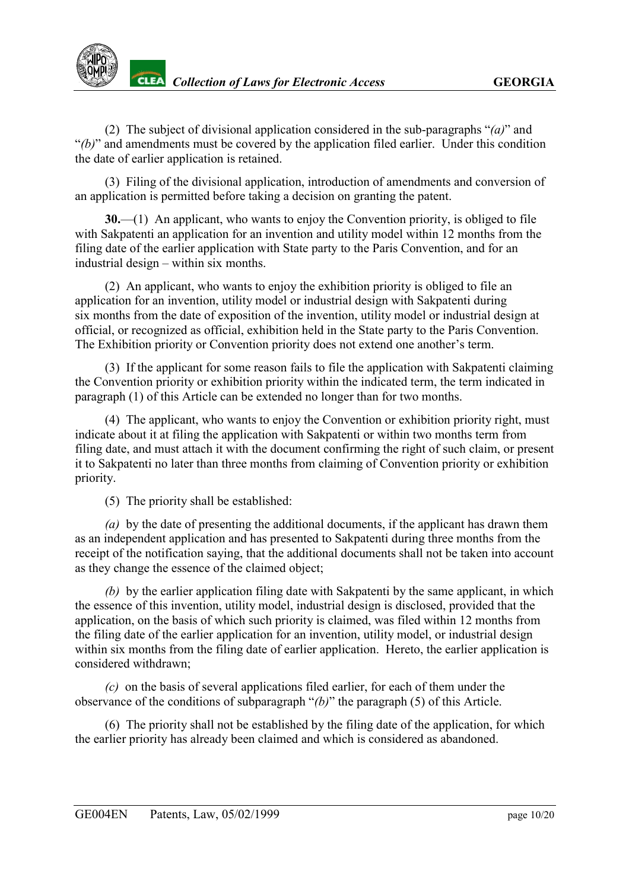(2) The subject of divisional application considered in the sub-paragraphs "*(a)*" and "*(b)*" and amendments must be covered by the application filed earlier. Under this condition the date of earlier application is retained.

(3) Filing of the divisional application, introduction of amendments and conversion of an application is permitted before taking a decision on granting the patent.

**30.**—(1) An applicant, who wants to enjoy the Convention priority, is obliged to file with Sakpatenti an application for an invention and utility model within 12 months from the filing date of the earlier application with State party to the Paris Convention, and for an industrial design – within six months.

(2) An applicant, who wants to enjoy the exhibition priority is obliged to file an application for an invention, utility model or industrial design with Sakpatenti during six months from the date of exposition of the invention, utility model or industrial design at official, or recognized as official, exhibition held in the State party to the Paris Convention. The Exhibition priority or Convention priority does not extend one another's term.

(3) If the applicant for some reason fails to file the application with Sakpatenti claiming the Convention priority or exhibition priority within the indicated term, the term indicated in paragraph (1) of this Article can be extended no longer than for two months.

(4) The applicant, who wants to enjoy the Convention or exhibition priority right, must indicate about it at filing the application with Sakpatenti or within two months term from filing date, and must attach it with the document confirming the right of such claim, or present it to Sakpatenti no later than three months from claiming of Convention priority or exhibition priority.

(5) The priority shall be established:

*(a)* by the date of presenting the additional documents, if the applicant has drawn them as an independent application and has presented to Sakpatenti during three months from the receipt of the notification saying, that the additional documents shall not be taken into account as they change the essence of the claimed object;

*(b)* by the earlier application filing date with Sakpatenti by the same applicant, in which the essence of this invention, utility model, industrial design is disclosed, provided that the application, on the basis of which such priority is claimed, was filed within 12 months from the filing date of the earlier application for an invention, utility model, or industrial design within six months from the filing date of earlier application. Hereto, the earlier application is considered withdrawn;

*(c)* on the basis of several applications filed earlier, for each of them under the observance of the conditions of subparagraph "*(b)*" the paragraph (5) of this Article.

(6) The priority shall not be established by the filing date of the application, for which the earlier priority has already been claimed and which is considered as abandoned.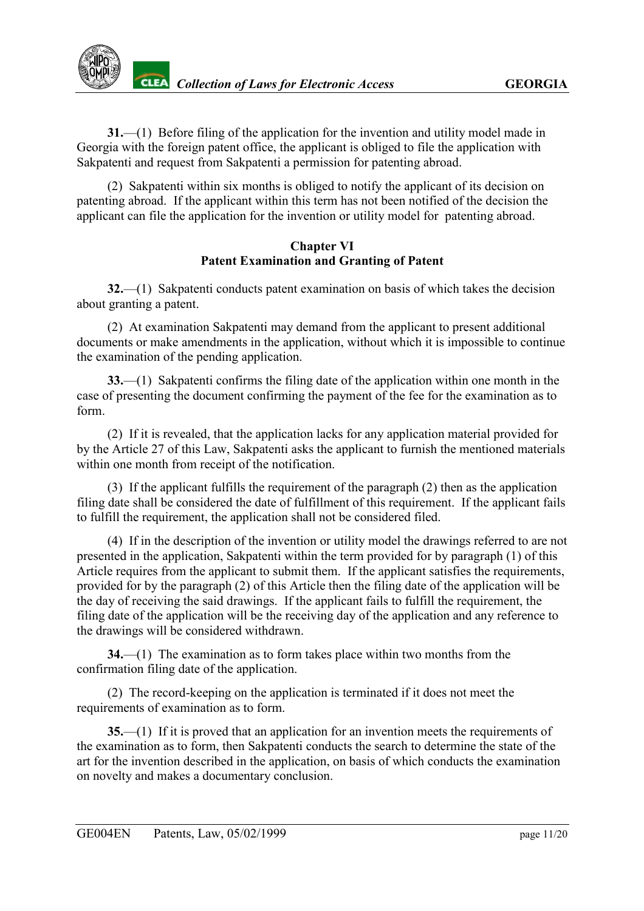**31.**—(1) Before filing of the application for the invention and utility model made in Georgia with the foreign patent office, the applicant is obliged to file the application with Sakpatenti and request from Sakpatenti a permission for patenting abroad.

(2) Sakpatenti within six months is obliged to notify the applicant of its decision on patenting abroad. If the applicant within this term has not been notified of the decision the applicant can file the application for the invention or utility model for patenting abroad.

## Chapter VI
## Patent Examination and Granting of Patent

**32.**—(1) Sakpatenti conducts patent examination on basis of which takes the decision about granting a patent.

(2) At examination Sakpatenti may demand from the applicant to present additional documents or make amendments in the application, without which it is impossible to continue the examination of the pending application.

**33.**—(1) Sakpatenti confirms the filing date of the application within one month in the case of presenting the document confirming the payment of the fee for the examination as to form.

(2) If it is revealed, that the application lacks for any application material provided for by the Article 27 of this Law, Sakpatenti asks the applicant to furnish the mentioned materials within one month from receipt of the notification.

(3) If the applicant fulfills the requirement of the paragraph (2) then as the application filing date shall be considered the date of fulfillment of this requirement. If the applicant fails to fulfill the requirement, the application shall not be considered filed.

(4) If in the description of the invention or utility model the drawings referred to are not presented in the application, Sakpatenti within the term provided for by paragraph (1) of this Article requires from the applicant to submit them. If the applicant satisfies the requirements, provided for by the paragraph (2) of this Article then the filing date of the application will be the day of receiving the said drawings. If the applicant fails to fulfill the requirement, the filing date of the application will be the receiving day of the application and any reference to the drawings will be considered withdrawn.

**34.**—(1) The examination as to form takes place within two months from the confirmation filing date of the application.

(2) The record-keeping on the application is terminated if it does not meet the requirements of examination as to form.

**35.**—(1) If it is proved that an application for an invention meets the requirements of the examination as to form, then Sakpatenti conducts the search to determine the state of the art for the invention described in the application, on basis of which conducts the examination on novelty and makes a documentary conclusion.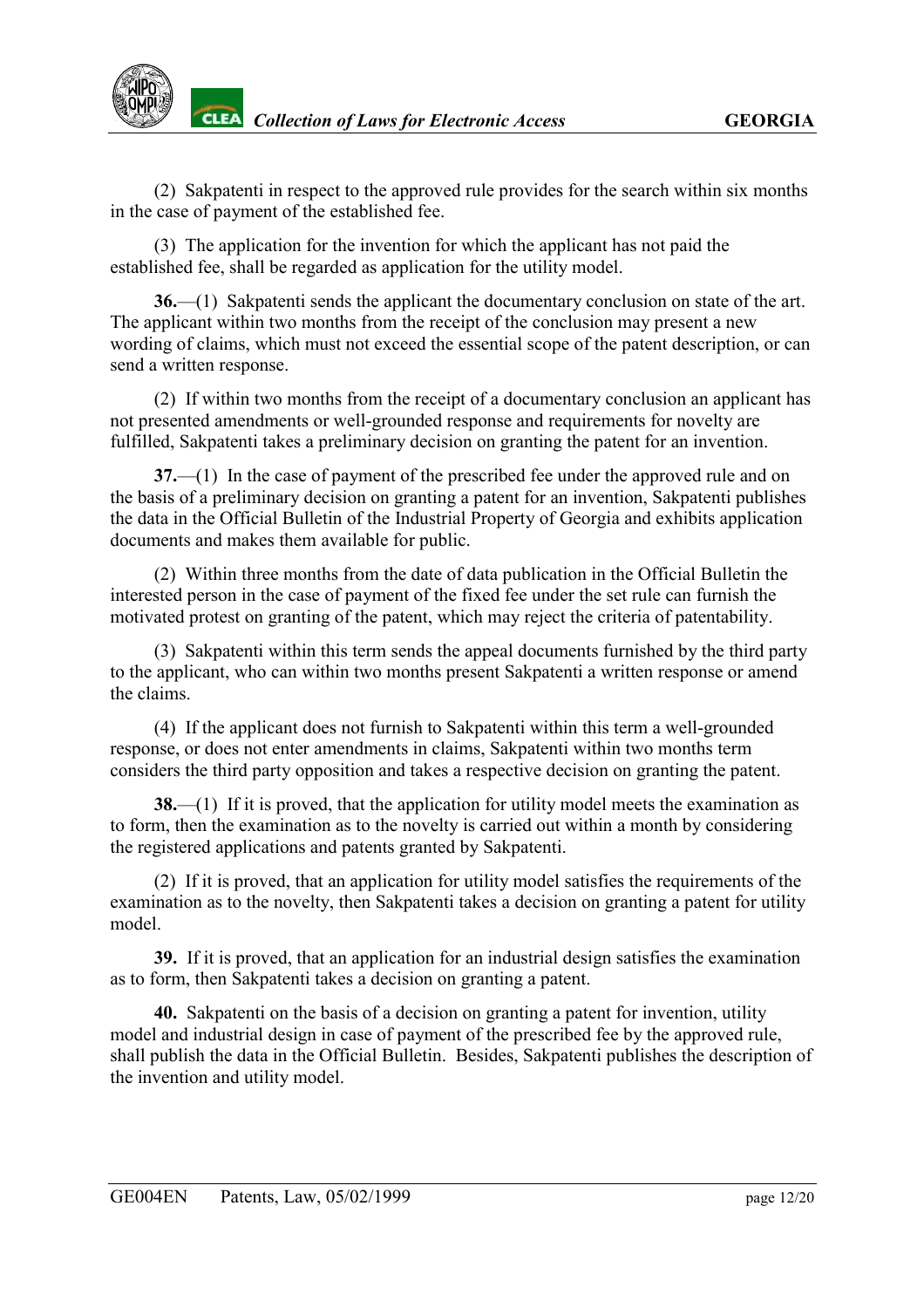(2) Sakpatenti in respect to the approved rule provides for the search within six months in the case of payment of the established fee.

(3) The application for the invention for which the applicant has not paid the established fee, shall be regarded as application for the utility model.

**36.**—(1) Sakpatenti sends the applicant the documentary conclusion on state of the art. The applicant within two months from the receipt of the conclusion may present a new wording of claims, which must not exceed the essential scope of the patent description, or can send a written response.

(2) If within two months from the receipt of a documentary conclusion an applicant has not presented amendments or well-grounded response and requirements for novelty are fulfilled, Sakpatenti takes a preliminary decision on granting the patent for an invention.

**37.**—(1) In the case of payment of the prescribed fee under the approved rule and on the basis of a preliminary decision on granting a patent for an invention, Sakpatenti publishes the data in the Official Bulletin of the Industrial Property of Georgia and exhibits application documents and makes them available for public.

(2) Within three months from the date of data publication in the Official Bulletin the interested person in the case of payment of the fixed fee under the set rule can furnish the motivated protest on granting of the patent, which may reject the criteria of patentability.

(3) Sakpatenti within this term sends the appeal documents furnished by the third party to the applicant, who can within two months present Sakpatenti a written response or amend the claims.

(4) If the applicant does not furnish to Sakpatenti within this term a well-grounded response, or does not enter amendments in claims, Sakpatenti within two months term considers the third party opposition and takes a respective decision on granting the patent.

**38.**—(1) If it is proved, that the application for utility model meets the examination as to form, then the examination as to the novelty is carried out within a month by considering the registered applications and patents granted by Sakpatenti.

(2) If it is proved, that an application for utility model satisfies the requirements of the examination as to the novelty, then Sakpatenti takes a decision on granting a patent for utility model.

**39.** If it is proved, that an application for an industrial design satisfies the examination as to form, then Sakpatenti takes a decision on granting a patent.

**40.** Sakpatenti on the basis of a decision on granting a patent for invention, utility model and industrial design in case of payment of the prescribed fee by the approved rule, shall publish the data in the Official Bulletin. Besides, Sakpatenti publishes the description of the invention and utility model.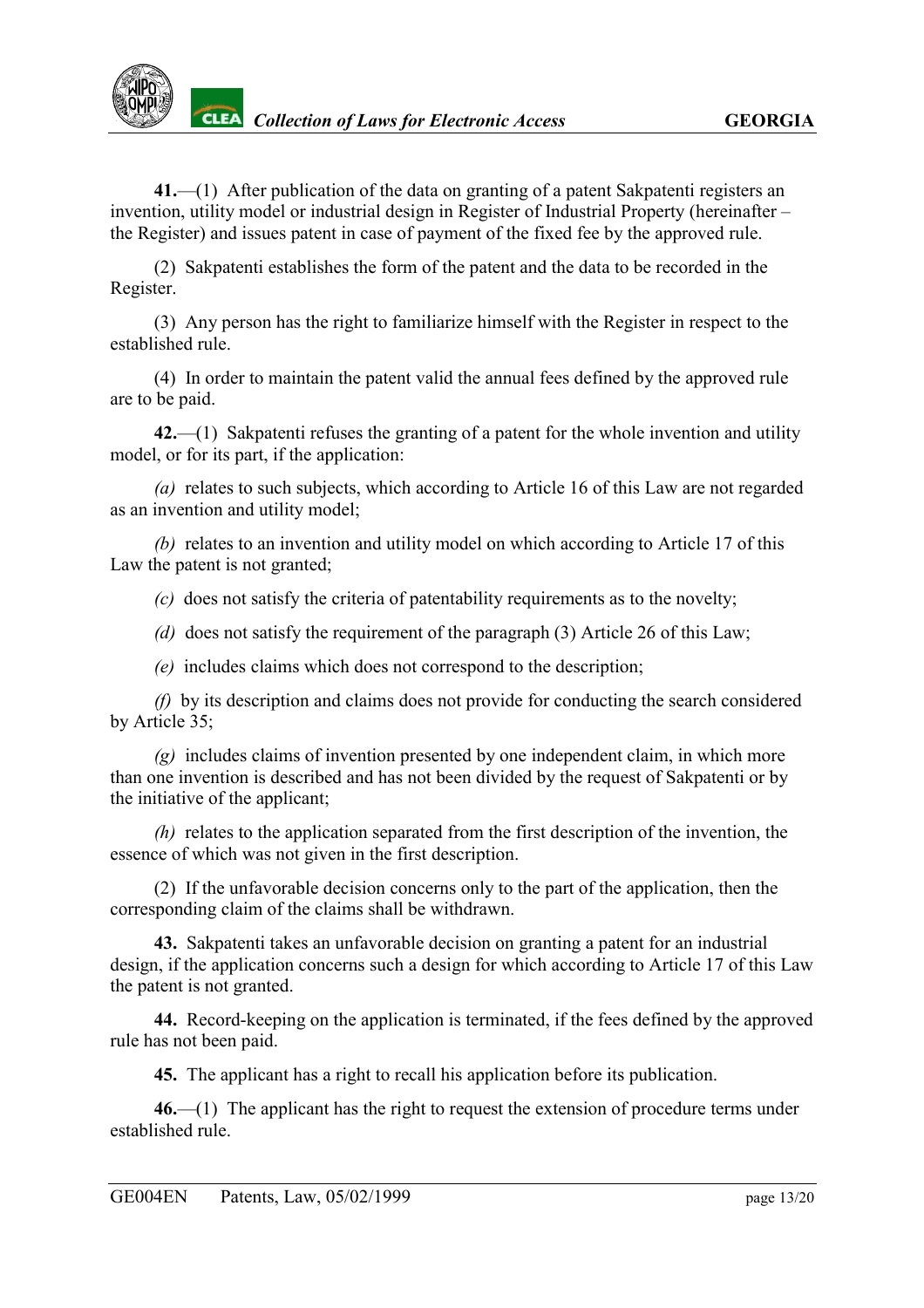**41.**—(1) After publication of the data on granting of a patent Sakpatenti registers an invention, utility model or industrial design in Register of Industrial Property (hereinafter – the Register) and issues patent in case of payment of the fixed fee by the approved rule.

(2) Sakpatenti establishes the form of the patent and the data to be recorded in the Register.

(3) Any person has the right to familiarize himself with the Register in respect to the established rule.

(4) In order to maintain the patent valid the annual fees defined by the approved rule are to be paid.

**42.**—(1) Sakpatenti refuses the granting of a patent for the whole invention and utility model, or for its part, if the application:

*(a)* relates to such subjects, which according to Article 16 of this Law are not regarded as an invention and utility model;

*(b)* relates to an invention and utility model on which according to Article 17 of this Law the patent is not granted;

*(c)* does not satisfy the criteria of patentability requirements as to the novelty;

*(d)* does not satisfy the requirement of the paragraph (3) Article 26 of this Law;

*(e)* includes claims which does not correspond to the description;

*(f)* by its description and claims does not provide for conducting the search considered by Article 35;

*(g)* includes claims of invention presented by one independent claim, in which more than one invention is described and has not been divided by the request of Sakpatenti or by the initiative of the applicant;

*(h)* relates to the application separated from the first description of the invention, the essence of which was not given in the first description.

(2) If the unfavorable decision concerns only to the part of the application, then the corresponding claim of the claims shall be withdrawn.

**43.** Sakpatenti takes an unfavorable decision on granting a patent for an industrial design, if the application concerns such a design for which according to Article 17 of this Law the patent is not granted.

**44.** Record-keeping on the application is terminated, if the fees defined by the approved rule has not been paid.

**45.** The applicant has a right to recall his application before its publication.

**46.**—(1) The applicant has the right to request the extension of procedure terms under established rule.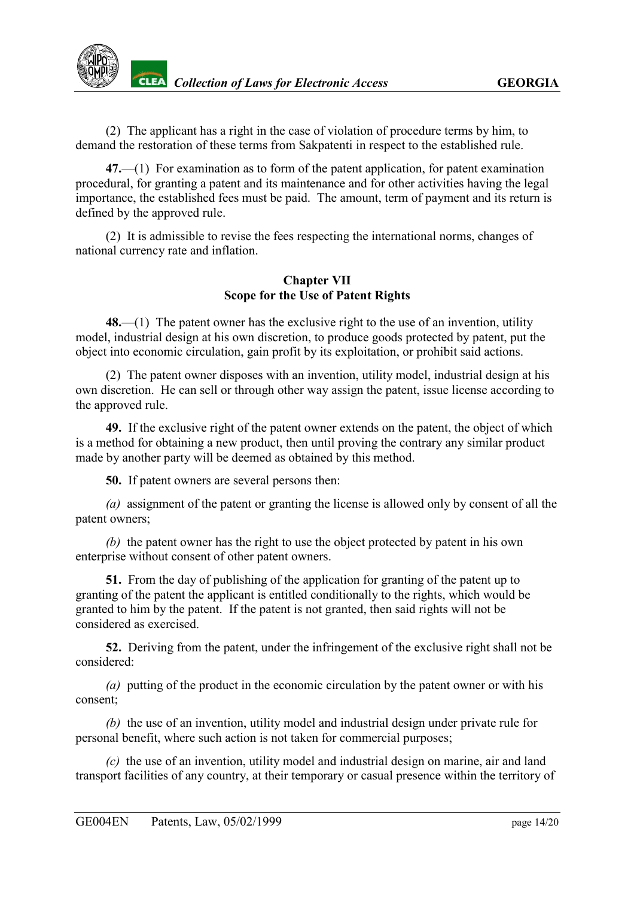(2) The applicant has a right in the case of violation of procedure terms by him, to demand the restoration of these terms from Sakpatenti in respect to the established rule.

**47.**—(1) For examination as to form of the patent application, for patent examination procedural, for granting a patent and its maintenance and for other activities having the legal importance, the established fees must be paid. The amount, term of payment and its return is defined by the approved rule.

(2) It is admissible to revise the fees respecting the international norms, changes of national currency rate and inflation.

## Chapter VII
## Scope for the Use of Patent Rights

**48.**—(1) The patent owner has the exclusive right to the use of an invention, utility model, industrial design at his own discretion, to produce goods protected by patent, put the object into economic circulation, gain profit by its exploitation, or prohibit said actions.

(2) The patent owner disposes with an invention, utility model, industrial design at his own discretion. He can sell or through other way assign the patent, issue license according to the approved rule.

**49.** If the exclusive right of the patent owner extends on the patent, the object of which is a method for obtaining a new product, then until proving the contrary any similar product made by another party will be deemed as obtained by this method.

**50.** If patent owners are several persons then:

*(a)* assignment of the patent or granting the license is allowed only by consent of all the patent owners;

*(b)* the patent owner has the right to use the object protected by patent in his own enterprise without consent of other patent owners.

**51.** From the day of publishing of the application for granting of the patent up to granting of the patent the applicant is entitled conditionally to the rights, which would be granted to him by the patent. If the patent is not granted, then said rights will not be considered as exercised.

**52.** Deriving from the patent, under the infringement of the exclusive right shall not be considered:

*(a)* putting of the product in the economic circulation by the patent owner or with his consent;

*(b)* the use of an invention, utility model and industrial design under private rule for personal benefit, where such action is not taken for commercial purposes;

*(c)* the use of an invention, utility model and industrial design on marine, air and land transport facilities of any country, at their temporary or casual presence within the territory of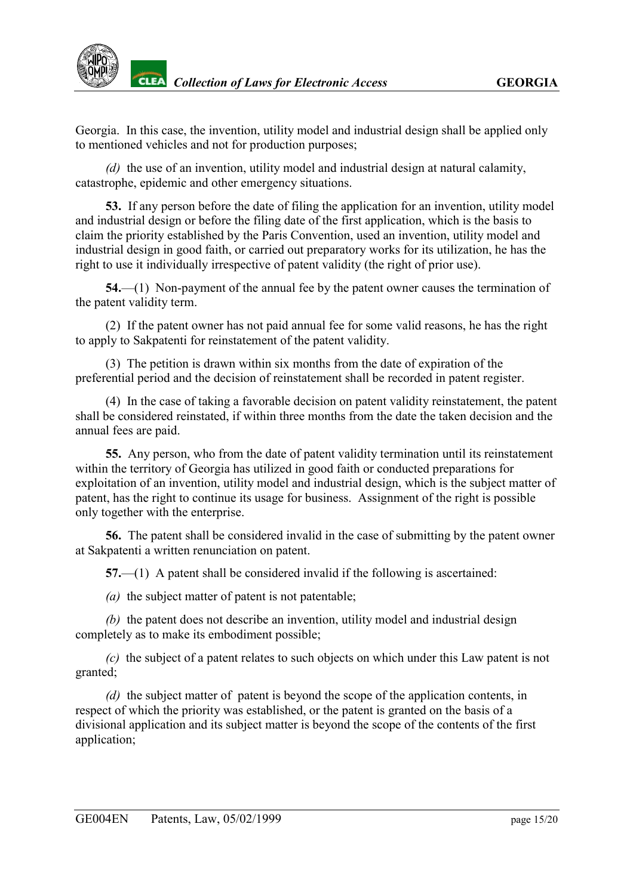Georgia. In this case, the invention, utility model and industrial design shall be applied only to mentioned vehicles and not for production purposes;

*(d)* the use of an invention, utility model and industrial design at natural calamity, catastrophe, epidemic and other emergency situations.

**53.** If any person before the date of filing the application for an invention, utility model and industrial design or before the filing date of the first application, which is the basis to claim the priority established by the Paris Convention, used an invention, utility model and industrial design in good faith, or carried out preparatory works for its utilization, he has the right to use it individually irrespective of patent validity (the right of prior use).

**54.**—(1) Non-payment of the annual fee by the patent owner causes the termination of the patent validity term.

(2) If the patent owner has not paid annual fee for some valid reasons, he has the right to apply to Sakpatenti for reinstatement of the patent validity.

(3) The petition is drawn within six months from the date of expiration of the preferential period and the decision of reinstatement shall be recorded in patent register.

(4) In the case of taking a favorable decision on patent validity reinstatement, the patent shall be considered reinstated, if within three months from the date the taken decision and the annual fees are paid.

**55.** Any person, who from the date of patent validity termination until its reinstatement within the territory of Georgia has utilized in good faith or conducted preparations for exploitation of an invention, utility model and industrial design, which is the subject matter of patent, has the right to continue its usage for business. Assignment of the right is possible only together with the enterprise.

**56.** The patent shall be considered invalid in the case of submitting by the patent owner at Sakpatenti a written renunciation on patent.

**57.**—(1) A patent shall be considered invalid if the following is ascertained:

*(a)* the subject matter of patent is not patentable;

*(b)* the patent does not describe an invention, utility model and industrial design completely as to make its embodiment possible;

*(c)* the subject of a patent relates to such objects on which under this Law patent is not granted;

*(d)* the subject matter of patent is beyond the scope of the application contents, in respect of which the priority was established, or the patent is granted on the basis of a divisional application and its subject matter is beyond the scope of the contents of the first application;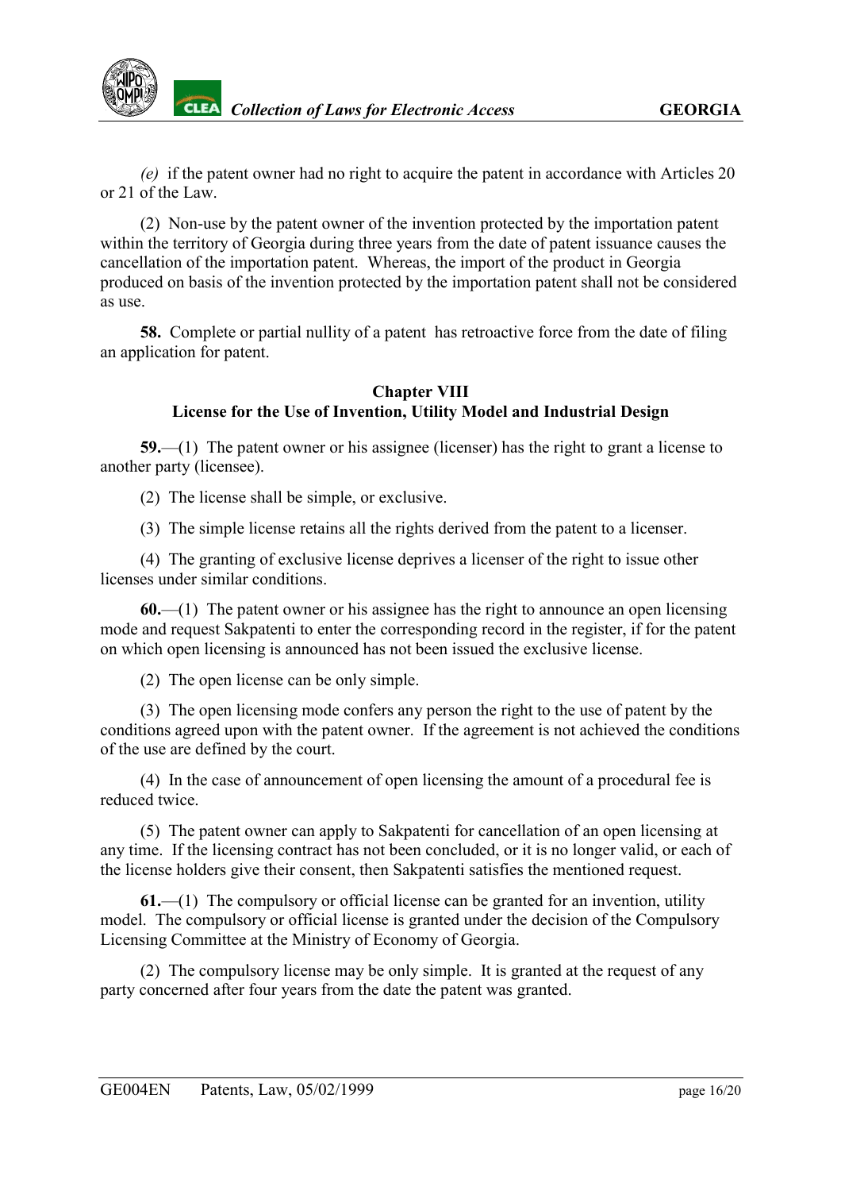*(e)* if the patent owner had no right to acquire the patent in accordance with Articles 20 or 21 of the Law.

(2) Non-use by the patent owner of the invention protected by the importation patent within the territory of Georgia during three years from the date of patent issuance causes the cancellation of the importation patent. Whereas, the import of the product in Georgia produced on basis of the invention protected by the importation patent shall not be considered as use.

**58.** Complete or partial nullity of a patent has retroactive force from the date of filing an application for patent.

## Chapter VIII
## License for the Use of Invention, Utility Model and Industrial Design

**59.**—(1) The patent owner or his assignee (licenser) has the right to grant a license to another party (licensee).

(2) The license shall be simple, or exclusive.

(3) The simple license retains all the rights derived from the patent to a licenser.

(4) The granting of exclusive license deprives a licenser of the right to issue other licenses under similar conditions.

**60.**—(1) The patent owner or his assignee has the right to announce an open licensing mode and request Sakpatenti to enter the corresponding record in the register, if for the patent on which open licensing is announced has not been issued the exclusive license.

(2) The open license can be only simple.

(3) The open licensing mode confers any person the right to the use of patent by the conditions agreed upon with the patent owner. If the agreement is not achieved the conditions of the use are defined by the court.

(4) In the case of announcement of open licensing the amount of a procedural fee is reduced twice.

(5) The patent owner can apply to Sakpatenti for cancellation of an open licensing at any time. If the licensing contract has not been concluded, or it is no longer valid, or each of the license holders give their consent, then Sakpatenti satisfies the mentioned request.

**61.**—(1) The compulsory or official license can be granted for an invention, utility model. The compulsory or official license is granted under the decision of the Compulsory Licensing Committee at the Ministry of Economy of Georgia.

(2) The compulsory license may be only simple. It is granted at the request of any party concerned after four years from the date the patent was granted.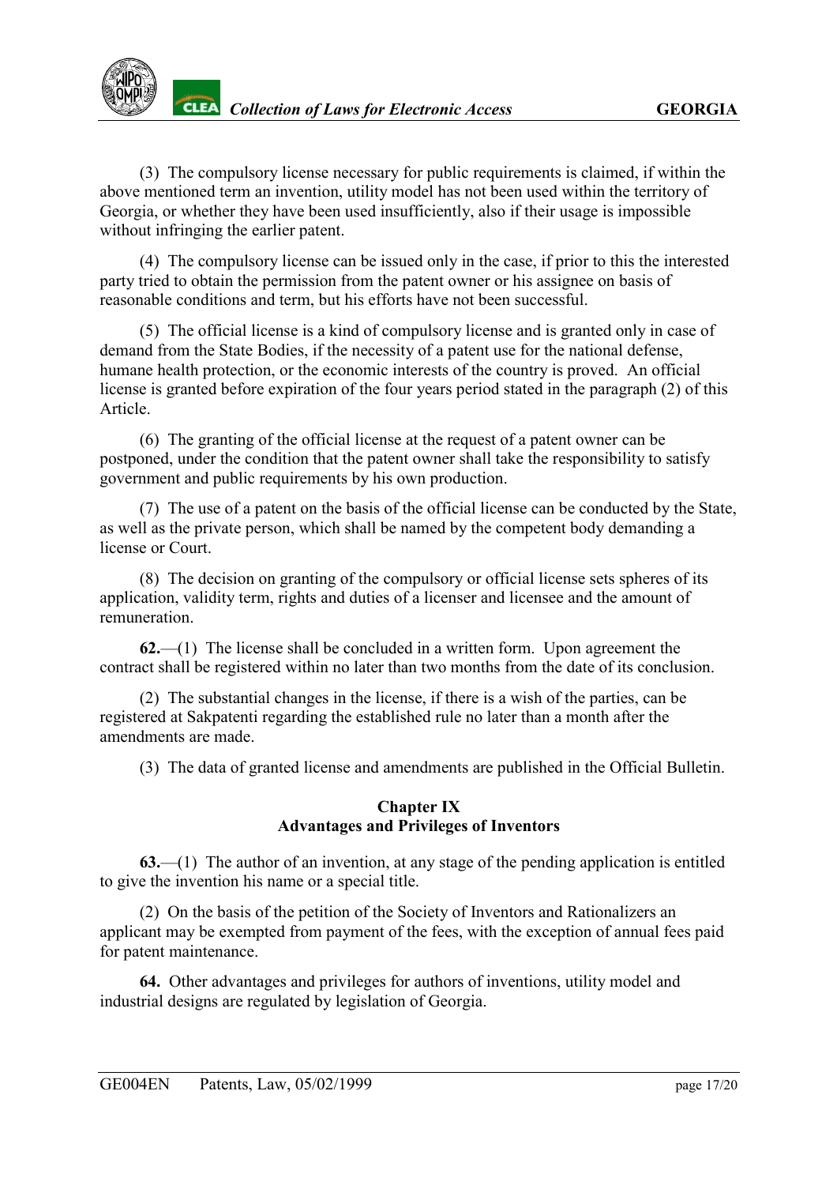(3) The compulsory license necessary for public requirements is claimed, if within the above mentioned term an invention, utility model has not been used within the territory of Georgia, or whether they have been used insufficiently, also if their usage is impossible without infringing the earlier patent.

(4) The compulsory license can be issued only in the case, if prior to this the interested party tried to obtain the permission from the patent owner or his assignee on basis of reasonable conditions and term, but his efforts have not been successful.

(5) The official license is a kind of compulsory license and is granted only in case of demand from the State Bodies, if the necessity of a patent use for the national defense, humane health protection, or the economic interests of the country is proved. An official license is granted before expiration of the four years period stated in the paragraph (2) of this Article.

(6) The granting of the official license at the request of a patent owner can be postponed, under the condition that the patent owner shall take the responsibility to satisfy government and public requirements by his own production.

(7) The use of a patent on the basis of the official license can be conducted by the State, as well as the private person, which shall be named by the competent body demanding a license or Court.

(8) The decision on granting of the compulsory or official license sets spheres of its application, validity term, rights and duties of a licenser and licensee and the amount of remuneration.

**62.**—(1) The license shall be concluded in a written form. Upon agreement the contract shall be registered within no later than two months from the date of its conclusion.

(2) The substantial changes in the license, if there is a wish of the parties, can be registered at Sakpatenti regarding the established rule no later than a month after the amendments are made.

(3) The data of granted license and amendments are published in the Official Bulletin.

## Chapter IX
## Advantages and Privileges of Inventors

**63.**—(1) The author of an invention, at any stage of the pending application is entitled to give the invention his name or a special title.

(2) On the basis of the petition of the Society of Inventors and Rationalizers an applicant may be exempted from payment of the fees, with the exception of annual fees paid for patent maintenance.

**64.** Other advantages and privileges for authors of inventions, utility model and industrial designs are regulated by legislation of Georgia.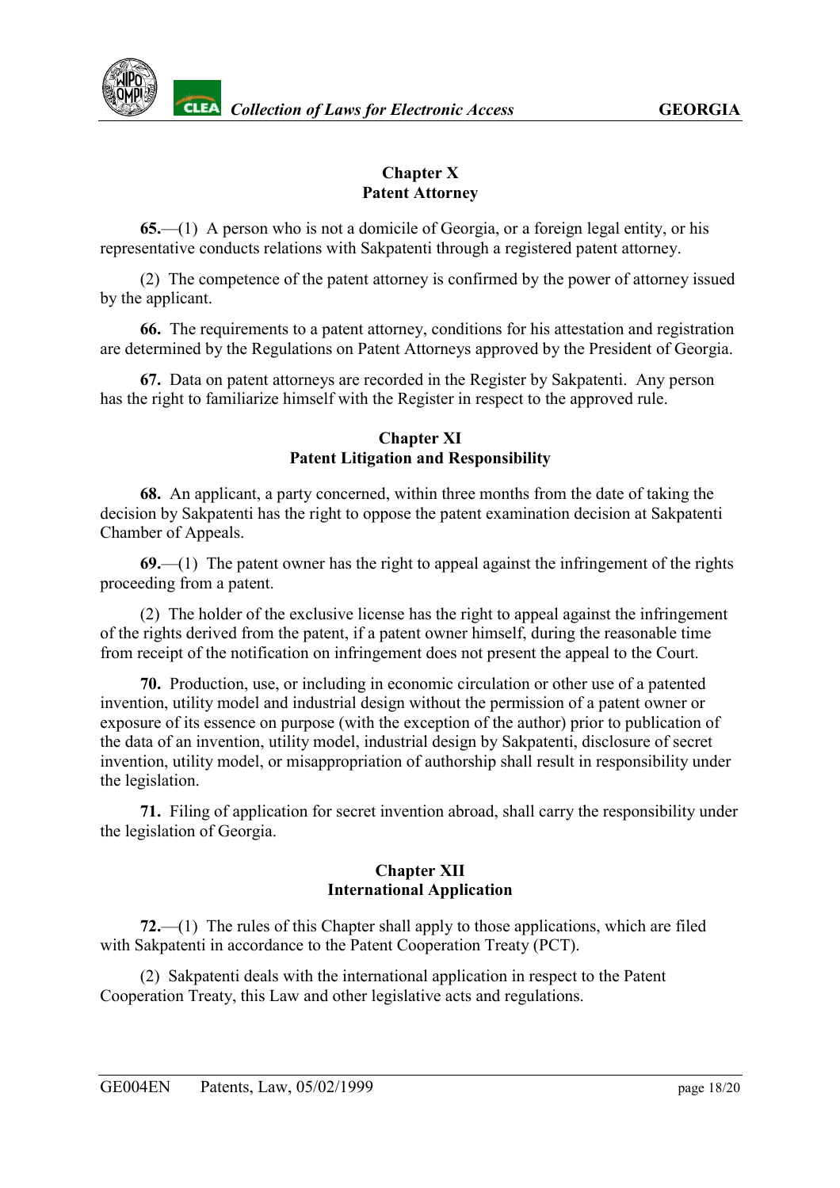## Chapter X
## Patent Attorney

**65.**—(1) A person who is not a domicile of Georgia, or a foreign legal entity, or his representative conducts relations with Sakpatenti through a registered patent attorney.

(2) The competence of the patent attorney is confirmed by the power of attorney issued by the applicant.

**66.** The requirements to a patent attorney, conditions for his attestation and registration are determined by the Regulations on Patent Attorneys approved by the President of Georgia.

**67.** Data on patent attorneys are recorded in the Register by Sakpatenti. Any person has the right to familiarize himself with the Register in respect to the approved rule.

## Chapter XI
## Patent Litigation and Responsibility

**68.** An applicant, a party concerned, within three months from the date of taking the decision by Sakpatenti has the right to oppose the patent examination decision at Sakpatenti Chamber of Appeals.

**69.**—(1) The patent owner has the right to appeal against the infringement of the rights proceeding from a patent.

(2) The holder of the exclusive license has the right to appeal against the infringement of the rights derived from the patent, if a patent owner himself, during the reasonable time from receipt of the notification on infringement does not present the appeal to the Court.

**70.** Production, use, or including in economic circulation or other use of a patented invention, utility model and industrial design without the permission of a patent owner or exposure of its essence on purpose (with the exception of the author) prior to publication of the data of an invention, utility model, industrial design by Sakpatenti, disclosure of secret invention, utility model, or misappropriation of authorship shall result in responsibility under the legislation.

**71.** Filing of application for secret invention abroad, shall carry the responsibility under the legislation of Georgia.

## Chapter XII
## International Application

**72.**—(1) The rules of this Chapter shall apply to those applications, which are filed with Sakpatenti in accordance to the Patent Cooperation Treaty (PCT).

(2) Sakpatenti deals with the international application in respect to the Patent Cooperation Treaty, this Law and other legislative acts and regulations.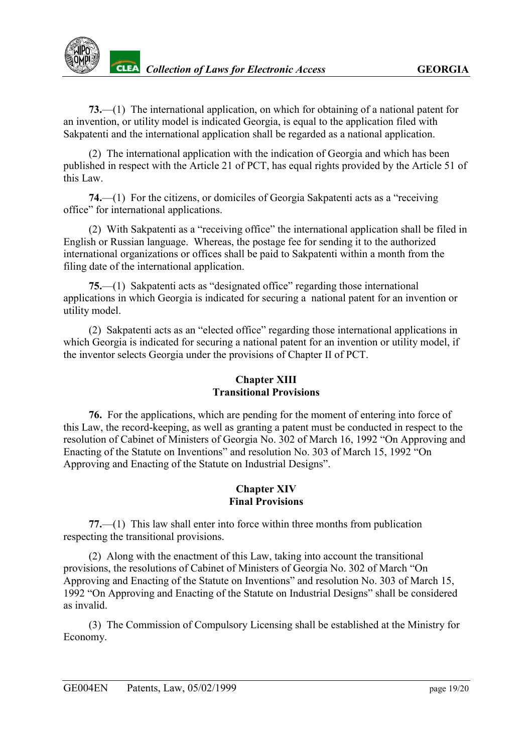**73.**—(1) The international application, on which for obtaining of a national patent for an invention, or utility model is indicated Georgia, is equal to the application filed with Sakpatenti and the international application shall be regarded as a national application.

(2) The international application with the indication of Georgia and which has been published in respect with the Article 21 of PCT, has equal rights provided by the Article 51 of this Law.

**74.**—(1) For the citizens, or domiciles of Georgia Sakpatenti acts as a "receiving office" for international applications.

(2) With Sakpatenti as a "receiving office" the international application shall be filed in English or Russian language. Whereas, the postage fee for sending it to the authorized international organizations or offices shall be paid to Sakpatenti within a month from the filing date of the international application.

**75.**—(1) Sakpatenti acts as "designated office" regarding those international applications in which Georgia is indicated for securing a national patent for an invention or utility model.

(2) Sakpatenti acts as an "elected office" regarding those international applications in which Georgia is indicated for securing a national patent for an invention or utility model, if the inventor selects Georgia under the provisions of Chapter II of PCT.

## Chapter XIII
## Transitional Provisions

**76.** For the applications, which are pending for the moment of entering into force of this Law, the record-keeping, as well as granting a patent must be conducted in respect to the resolution of Cabinet of Ministers of Georgia No. 302 of March 16, 1992 "On Approving and Enacting of the Statute on Inventions" and resolution No. 303 of March 15, 1992 "On Approving and Enacting of the Statute on Industrial Designs".

## Chapter XIV
## Final Provisions

**77.**—(1) This law shall enter into force within three months from publication respecting the transitional provisions.

(2) Along with the enactment of this Law, taking into account the transitional provisions, the resolutions of Cabinet of Ministers of Georgia No. 302 of March "On Approving and Enacting of the Statute on Inventions" and resolution No. 303 of March 15, 1992 "On Approving and Enacting of the Statute on Industrial Designs" shall be considered as invalid.

(3) The Commission of Compulsory Licensing shall be established at the Ministry for Economy.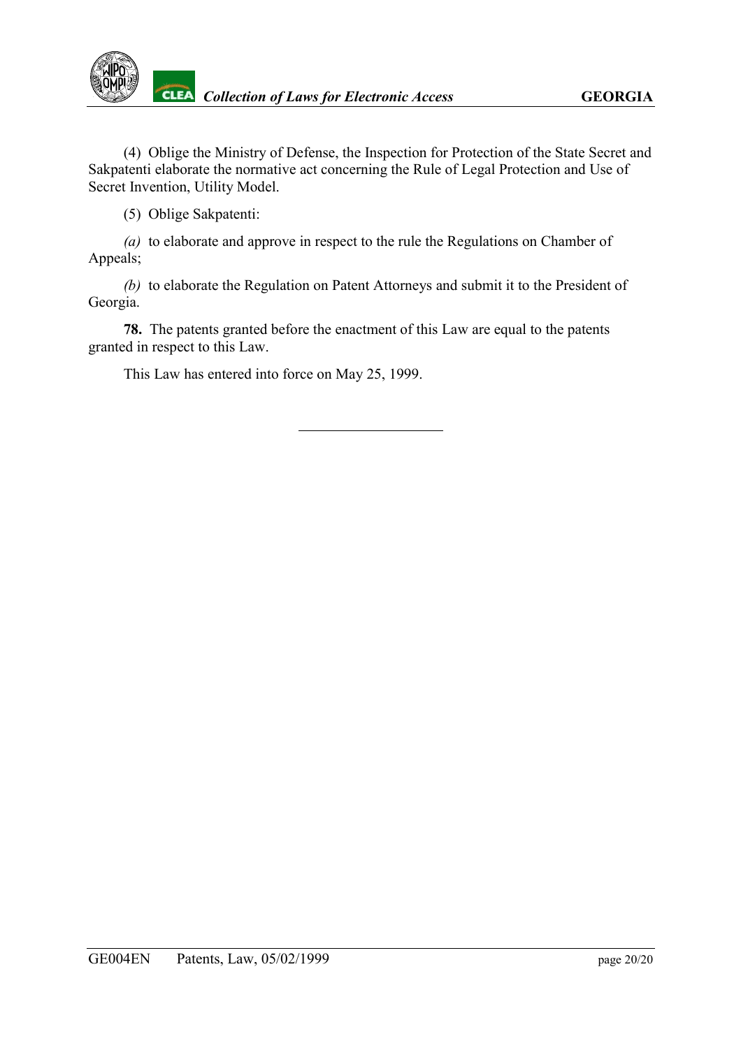(4) Oblige the Ministry of Defense, the Inspection for Protection of the State Secret and Sakpatenti elaborate the normative act concerning the Rule of Legal Protection and Use of Secret Invention, Utility Model.

(5) Oblige Sakpatenti:

*(a)* to elaborate and approve in respect to the rule the Regulations on Chamber of Appeals;

*(b)* to elaborate the Regulation on Patent Attorneys and submit it to the President of Georgia.

**78.** The patents granted before the enactment of this Law are equal to the patents granted in respect to this Law.

This Law has entered into force on May 25, 1999.